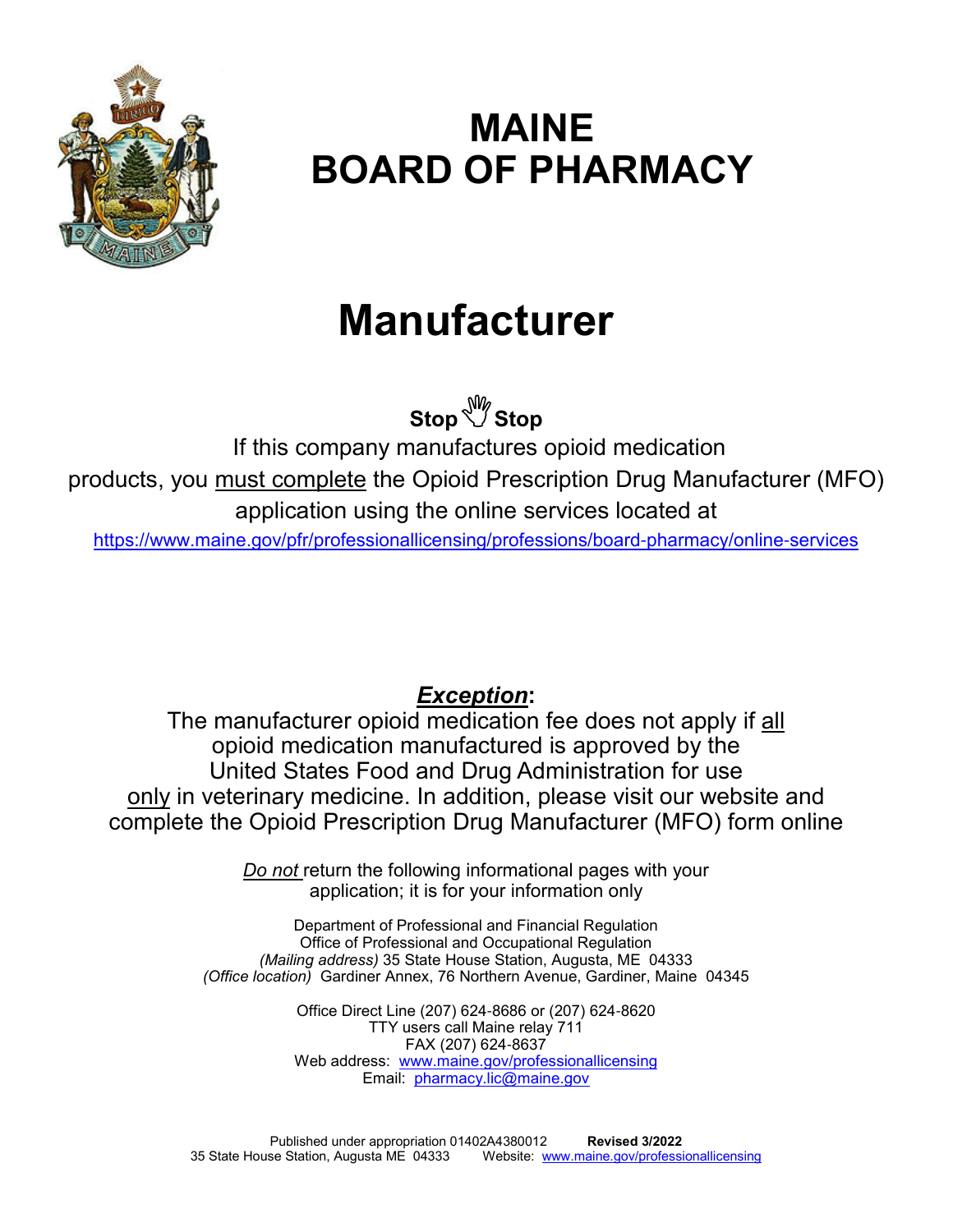# MAINE BOARD OF PHARMACY

# Manufacturer

**Stop Stop**

If this company manufactures opioid medication products, you <u>must complete</u> the Opioid Prescription Drug Manufacturer (MFO) application using the online services located at

https://www.maine.gov/pfr/professionallicensing/professions/board-pharmacy/online-services

***Exception*:**

The manufacturer opioid medication fee does not apply if <u>all</u> opioid medication manufactured is approved by the United States Food and Drug Administration for use <u>only</u> in veterinary medicine. In addition, please visit our website and complete the Opioid Prescription Drug Manufacturer (MFO) form online

*Do not* return the following informational pages with your application; it is for your information only

Department of Professional and Financial Regulation
Office of Professional and Occupational Regulation
*(Mailing address)* 35 State House Station, Augusta, ME 04333
*(Office location)* Gardiner Annex, 76 Northern Avenue, Gardiner, Maine 04345

Office Direct Line (207) 624-8686 or (207) 624-8620
TTY users call Maine relay 711
FAX (207) 624-8637
Web address: www.maine.gov/professionallicensing
Email: pharmacy.lic@maine.gov

Published under appropriation 01402A4380012 **Revised 3/2022**
35 State House Station, Augusta ME 04333 Website: www.maine.gov/professionallicensing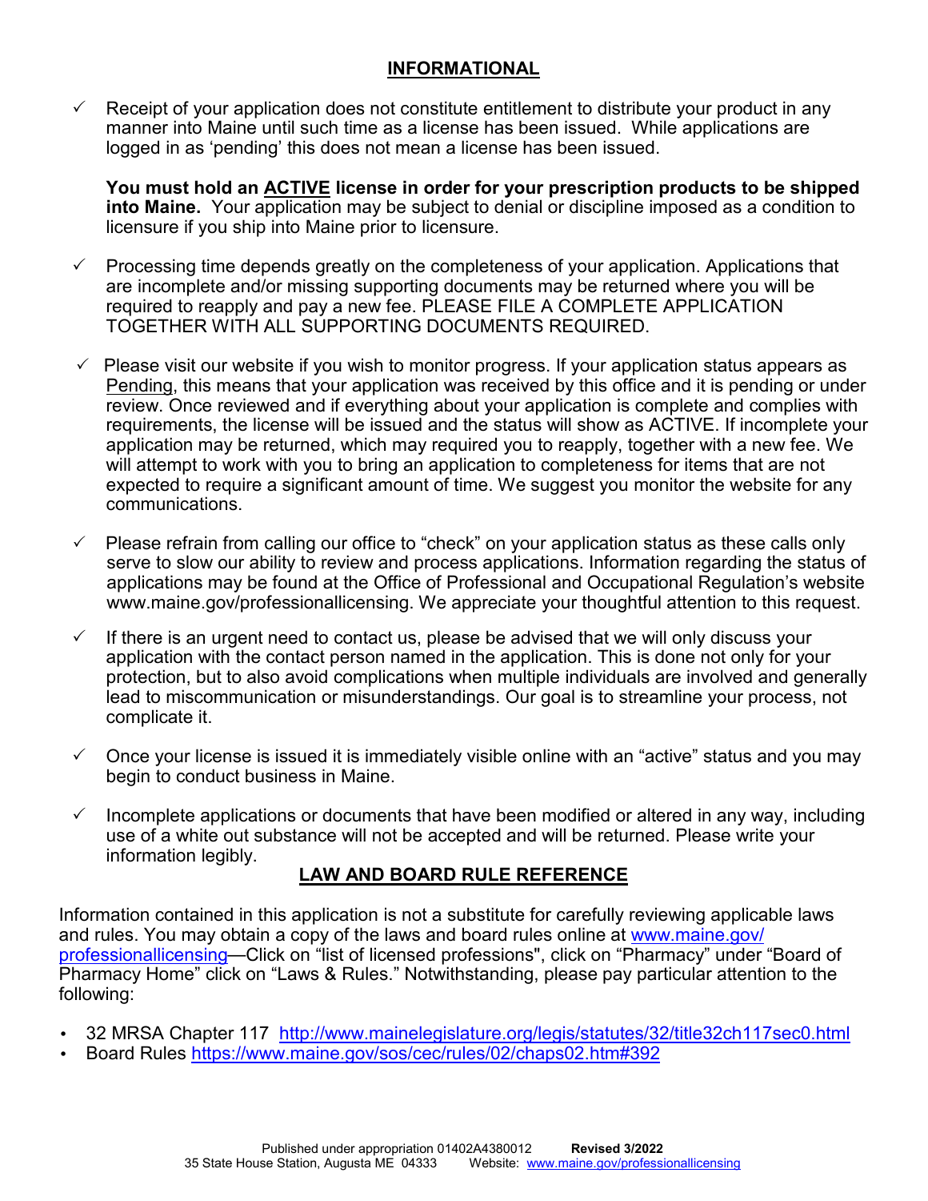## INFORMATIONAL

- ✓ Receipt of your application does not constitute entitlement to distribute your product in any manner into Maine until such time as a license has been issued. While applications are logged in as 'pending' this does not mean a license has been issued.

  **You must hold an ACTIVE license in order for your prescription products to be shipped into Maine.** Your application may be subject to denial or discipline imposed as a condition to licensure if you ship into Maine prior to licensure.

- ✓ Processing time depends greatly on the completeness of your application. Applications that are incomplete and/or missing supporting documents may be returned where you will be required to reapply and pay a new fee. PLEASE FILE A COMPLETE APPLICATION TOGETHER WITH ALL SUPPORTING DOCUMENTS REQUIRED.

- ✓ Please visit our website if you wish to monitor progress. If your application status appears as Pending, this means that your application was received by this office and it is pending or under review. Once reviewed and if everything about your application is complete and complies with requirements, the license will be issued and the status will show as ACTIVE. If incomplete your application may be returned, which may required you to reapply, together with a new fee. We will attempt to work with you to bring an application to completeness for items that are not expected to require a significant amount of time. We suggest you monitor the website for any communications.

- ✓ Please refrain from calling our office to "check" on your application status as these calls only serve to slow our ability to review and process applications. Information regarding the status of applications may be found at the Office of Professional and Occupational Regulation's website www.maine.gov/professionallicensing. We appreciate your thoughtful attention to this request.

- ✓ If there is an urgent need to contact us, please be advised that we will only discuss your application with the contact person named in the application. This is done not only for your protection, but to also avoid complications when multiple individuals are involved and generally lead to miscommunication or misunderstandings. Our goal is to streamline your process, not complicate it.

- ✓ Once your license is issued it is immediately visible online with an "active" status and you may begin to conduct business in Maine.

- ✓ Incomplete applications or documents that have been modified or altered in any way, including use of a white out substance will not be accepted and will be returned. Please write your information legibly.

## LAW AND BOARD RULE REFERENCE

Information contained in this application is not a substitute for carefully reviewing applicable laws and rules. You may obtain a copy of the laws and board rules online at www.maine.gov/professionallicensing—Click on "list of licensed professions", click on "Pharmacy" under "Board of Pharmacy Home" click on "Laws & Rules." Notwithstanding, please pay particular attention to the following:

- 32 MRSA Chapter 117 http://www.mainelegislature.org/legis/statutes/32/title32ch117sec0.html
- Board Rules https://www.maine.gov/sos/cec/rules/02/chaps02.htm#392

Published under appropriation 01402A4380012 **Revised 3/2022**
35 State House Station, Augusta ME 04333 Website: www.maine.gov/professionallicensing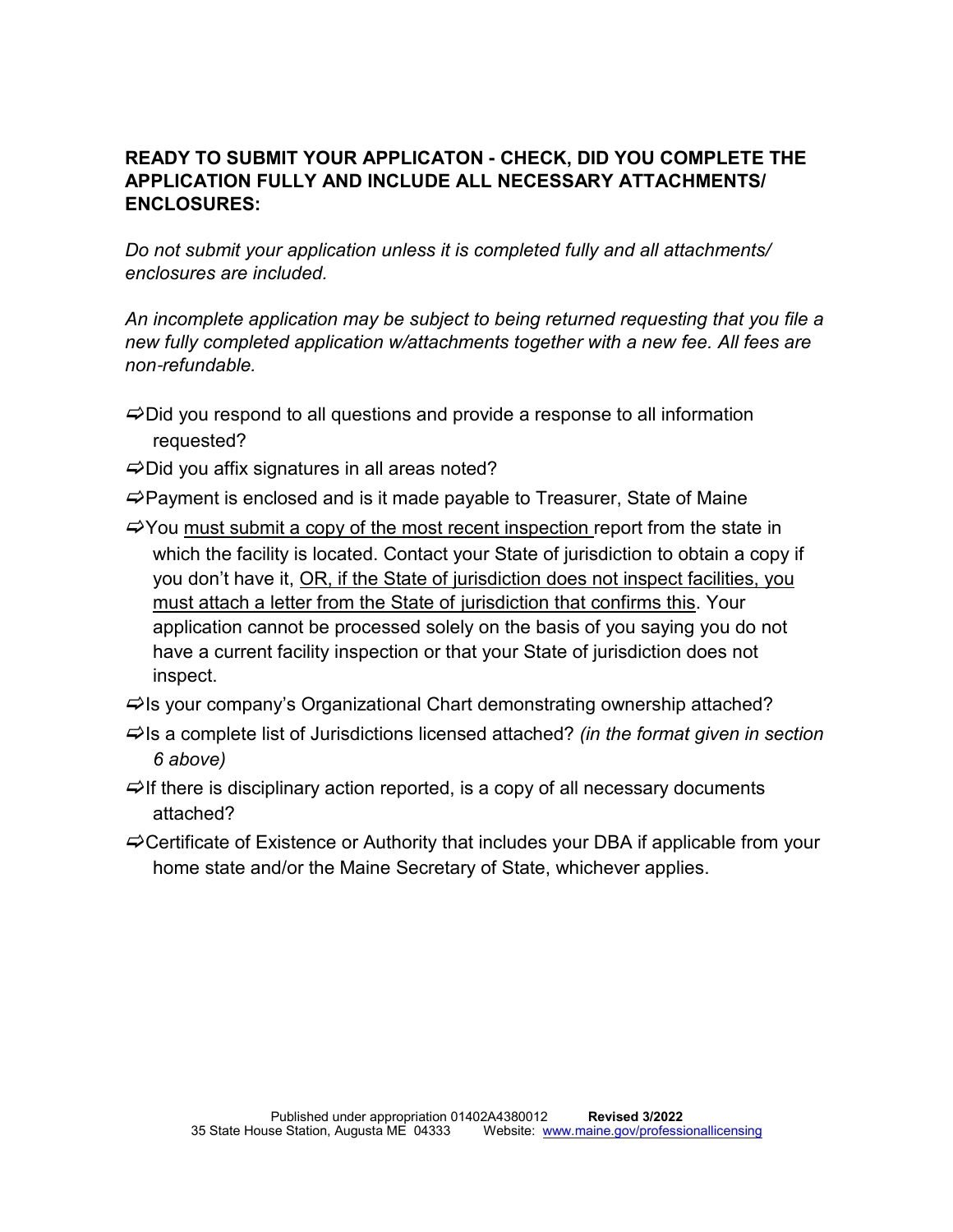**READY TO SUBMIT YOUR APPLICATON - CHECK, DID YOU COMPLETE THE APPLICATION FULLY AND INCLUDE ALL NECESSARY ATTACHMENTS/ ENCLOSURES:**

*Do not submit your application unless it is completed fully and all attachments/ enclosures are included.*

*An incomplete application may be subject to being returned requesting that you file a new fully completed application w/attachments together with a new fee. All fees are non-refundable.*

- ⇨Did you respond to all questions and provide a response to all information requested?
- ⇨Did you affix signatures in all areas noted?
- ⇨Payment is enclosed and is it made payable to Treasurer, State of Maine
- ⇨You <u>must submit a copy of the most recent inspection</u> report from the state in which the facility is located. Contact your State of jurisdiction to obtain a copy if you don't have it, <u>OR, if the State of jurisdiction does not inspect facilities, you must attach a letter from the State of jurisdiction that confirms this</u>. Your application cannot be processed solely on the basis of you saying you do not have a current facility inspection or that your State of jurisdiction does not inspect.
- ⇨Is your company's Organizational Chart demonstrating ownership attached?
- ⇨Is a complete list of Jurisdictions licensed attached? *(in the format given in section 6 above)*
- ⇨If there is disciplinary action reported, is a copy of all necessary documents attached?
- ⇨Certificate of Existence or Authority that includes your DBA if applicable from your home state and/or the Maine Secretary of State, whichever applies.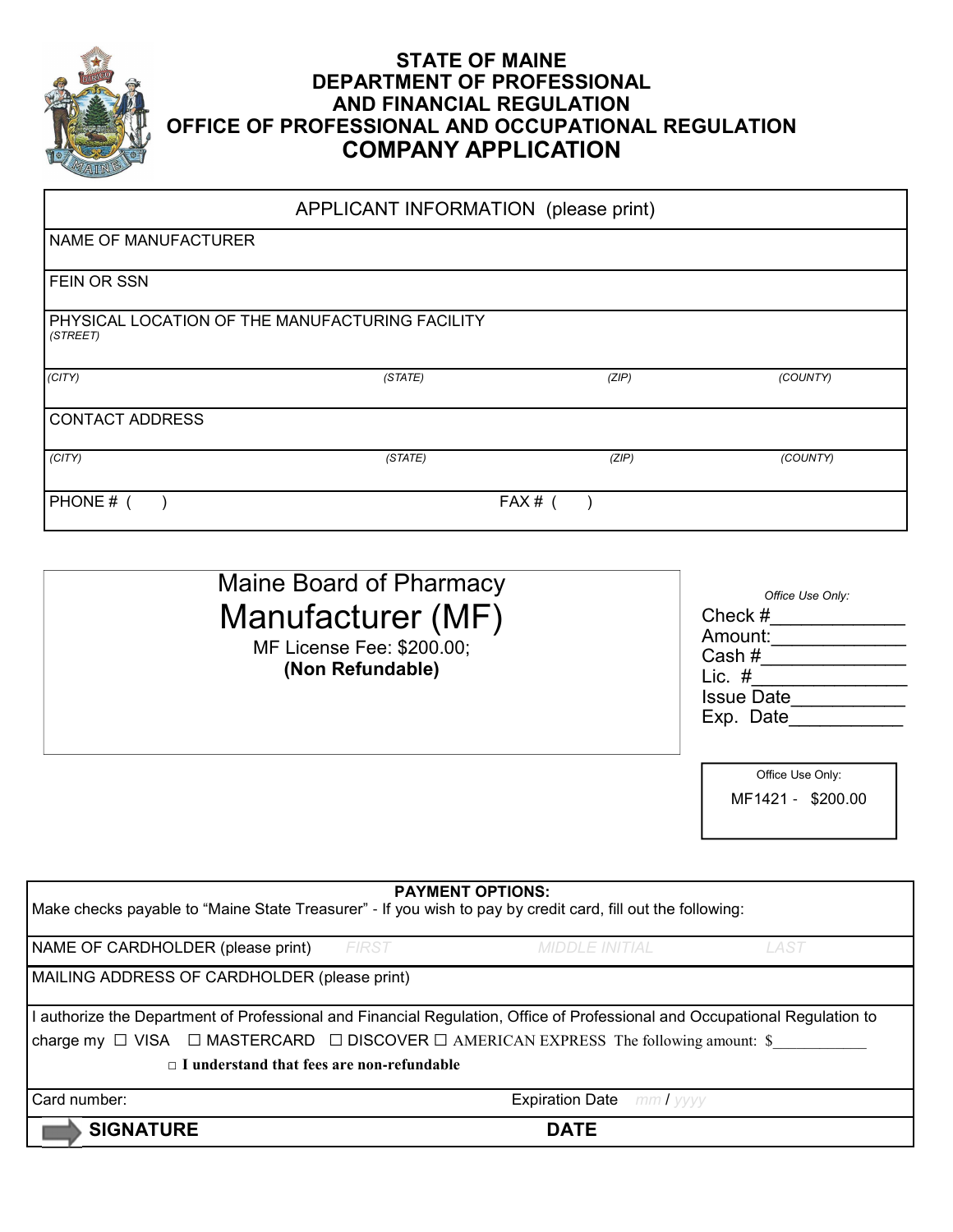# STATE OF MAINE
# DEPARTMENT OF PROFESSIONAL AND FINANCIAL REGULATION
# OFFICE OF PROFESSIONAL AND OCCUPATIONAL REGULATION
## COMPANY APPLICATION

| APPLICANT INFORMATION (please print) | | | |
|---|---|---|---|
| NAME OF MANUFACTURER | | | |
| FEIN OR SSN | | | |
| PHYSICAL LOCATION OF THE MANUFACTURING FACILITY *(STREET)* | | | |
| *(CITY)* | *(STATE)* | *(ZIP)* | *(COUNTY)* |
| CONTACT ADDRESS | | | |
| *(CITY)* | *(STATE)* | *(ZIP)* | *(COUNTY)* |
| PHONE # ( ) | | FAX # ( ) | |

Maine Board of Pharmacy

## Manufacturer (MF)

MF License Fee: $200.00;
**(Non Refundable)**

*Office Use Only:*
Check #_____________
Amount:_____________
Cash #______________
Lic. #______________
Issue Date___________
Exp. Date___________

Office Use Only:
MF1421 - $200.00

| **PAYMENT OPTIONS:** Make checks payable to "Maine State Treasurer" - If you wish to pay by credit card, fill out the following: | |
|---|---|
| NAME OF CARDHOLDER (please print) FIRST MIDDLE INITIAL LAST | |
| MAILING ADDRESS OF CARDHOLDER (please print) | |
| I authorize the Department of Professional and Financial Regulation, Office of Professional and Occupational Regulation to charge my ☐ VISA ☐ MASTERCARD ☐ DISCOVER ☐ AMERICAN EXPRESS The following amount: $___________ ☐ **I understand that fees are non-refundable** | |
| Card number: | Expiration Date mm / yyyy |
| **SIGNATURE** | **DATE** |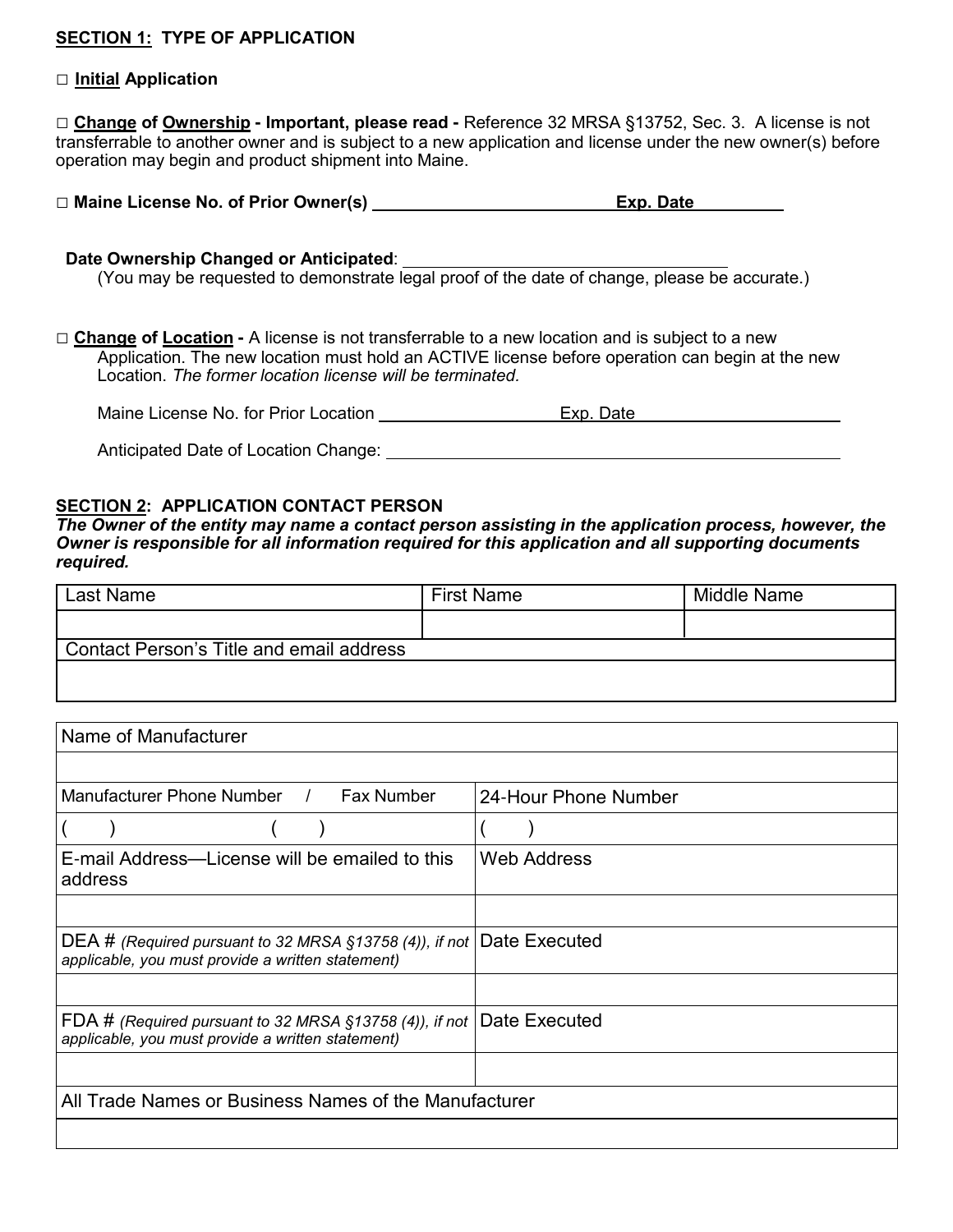**SECTION 1: TYPE OF APPLICATION**

□ **Initial Application**

□ **Change of Ownership - Important, please read -** Reference 32 MRSA §13752, Sec. 3. A license is not transferrable to another owner and is subject to a new application and license under the new owner(s) before operation may begin and product shipment into Maine.

□ **Maine License No. of Prior Owner(s)** ____________________________ **Exp. Date** __________

**Date Ownership Changed or Anticipated**: ________________________________

(You may be requested to demonstrate legal proof of the date of change, please be accurate.)

□ **Change of Location -** A license is not transferrable to a new location and is subject to a new Application. The new location must hold an ACTIVE license before operation can begin at the new Location. *The former location license will be terminated.*

Maine License No. for Prior Location ____________________ Exp. Date ______________________

Anticipated Date of Location Change: ______________________________________________

**SECTION 2: APPLICATION CONTACT PERSON**

***The Owner of the entity may name a contact person assisting in the application process, however, the Owner is responsible for all information required for this application and all supporting documents required.***

| Last Name | First Name | Middle Name |
|---|---|---|
| | | |
| Contact Person's Title and email address | | |
| | | |

| Name of Manufacturer | |
|---|---|
| | |
| Manufacturer Phone Number / Fax Number | 24-Hour Phone Number |
| (   )   (   ) | (   ) |
| E-mail Address—License will be emailed to this address | Web Address |
| | |
| DEA # *(Required pursuant to 32 MRSA §13758 (4)), if not applicable, you must provide a written statement)* | Date Executed |
| | |
| FDA # *(Required pursuant to 32 MRSA §13758 (4)), if not applicable, you must provide a written statement)* | Date Executed |
| | |
| All Trade Names or Business Names of the Manufacturer | |
| | |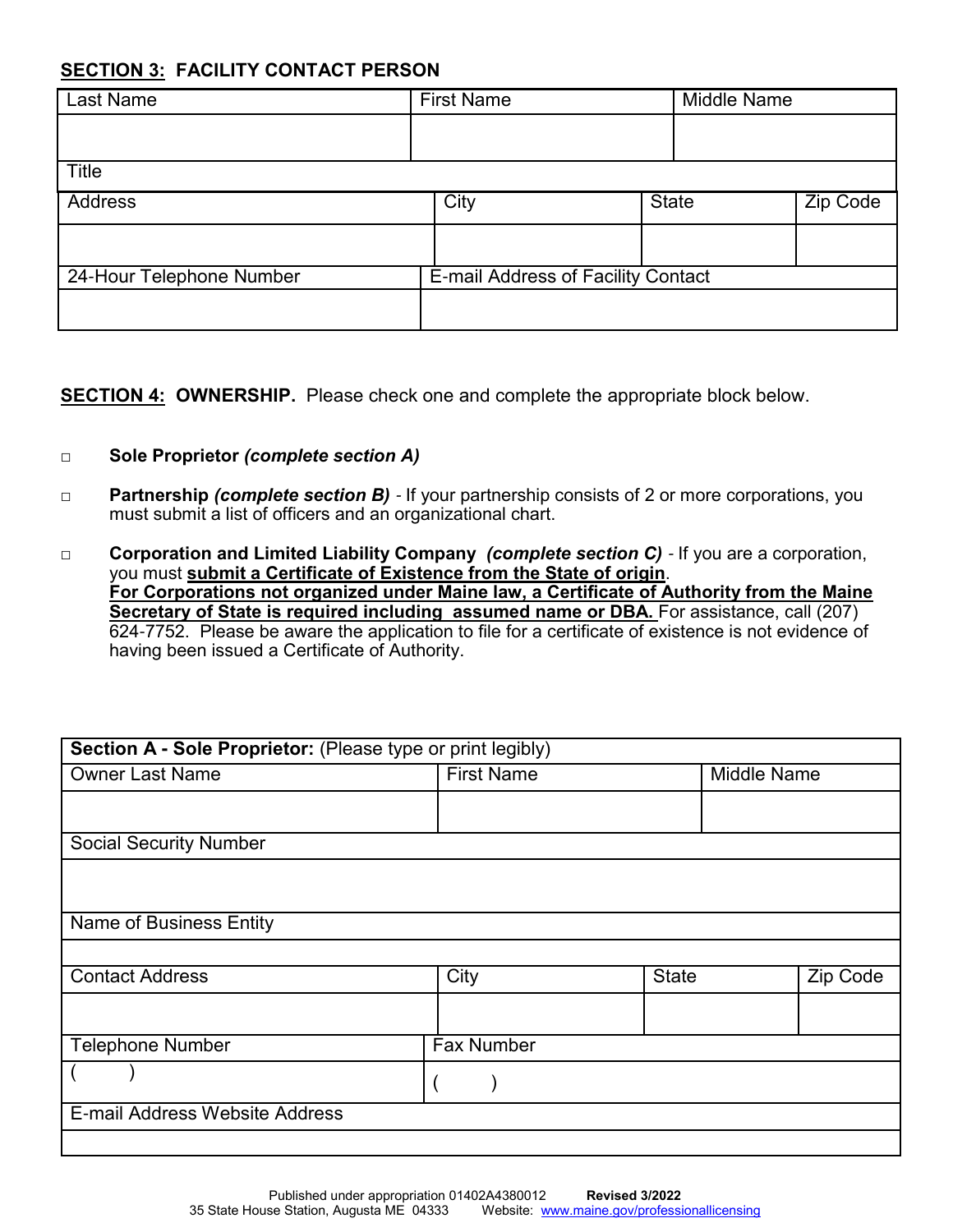**SECTION 3: FACILITY CONTACT PERSON**

| Last Name | First Name | Middle Name |
|---|---|---|
| | | |
| Title | | |

| Address | City | State | Zip Code |
|---|---|---|---|
| | | | |

| 24-Hour Telephone Number | E-mail Address of Facility Contact |
|---|---|
| | |

**SECTION 4: OWNERSHIP.** Please check one and complete the appropriate block below.

- ☐ **Sole Proprietor** ***(complete section A)***
- ☐ **Partnership** ***(complete section B)*** - If your partnership consists of 2 or more corporations, you must submit a list of officers and an organizational chart.
- ☐ **Corporation and Limited Liability Company** ***(complete section C)*** - If you are a corporation, you must **submit a Certificate of Existence from the State of origin**. **For Corporations not organized under Maine law, a Certificate of Authority from the Maine Secretary of State is required including assumed name or DBA.** For assistance, call (207) 624-7752. Please be aware the application to file for a certificate of existence is not evidence of having been issued a Certificate of Authority.

| **Section A - Sole Proprietor:** (Please type or print legibly) | | | |
|---|---|---|---|
| Owner Last Name | First Name | Middle Name | |
| | | | |
| Social Security Number | | | |
| | | | |
| Name of Business Entity | | | |
| | | | |
| Contact Address | City | State | Zip Code |
| | | | |
| Telephone Number | Fax Number | | |
| (     ) | (     ) | | |
| E-mail Address Website Address | | | |
| | | | |

Published under appropriation 01402A4380012 **Revised 3/2022**
35 State House Station, Augusta ME 04333 Website: www.maine.gov/professionallicensing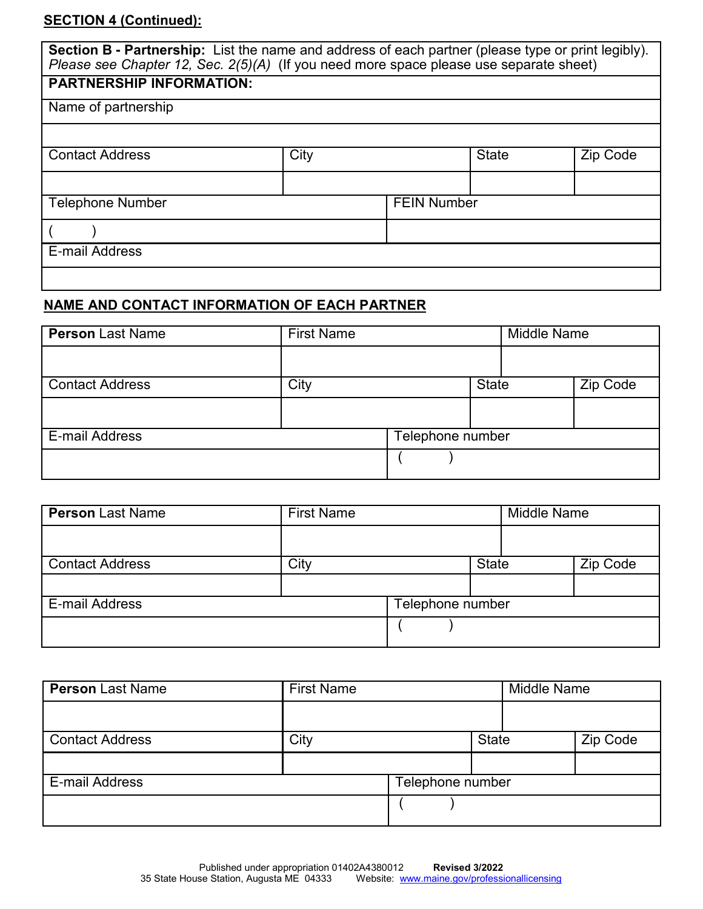**SECTION 4 (Continued):**

| **Section B - Partnership:** List the name and address of each partner (please type or print legibly). *Please see Chapter 12, Sec. 2(5)(A)* (If you need more space please use separate sheet) | | | |
|---|---|---|---|
| **PARTNERSHIP INFORMATION:** | | | |
| Name of partnership | | | |
| | | | |
| Contact Address | City | State | Zip Code |
| | | | |
| Telephone Number | FEIN Number | | |
| ( ) | | | |
| E-mail Address | | | |
| | | | |

**NAME AND CONTACT INFORMATION OF EACH PARTNER**

| **Person** Last Name | First Name | Middle Name | |
|---|---|---|---|
| | | | |
| Contact Address | City | State | Zip Code |
| | | | |
| E-mail Address | Telephone number | | |
| | ( ) | | |

| **Person** Last Name | First Name | Middle Name | |
|---|---|---|---|
| | | | |
| Contact Address | City | State | Zip Code |
| | | | |
| E-mail Address | Telephone number | | |
| | ( ) | | |

| **Person** Last Name | First Name | Middle Name | |
|---|---|---|---|
| | | | |
| Contact Address | City | State | Zip Code |
| | | | |
| E-mail Address | Telephone number | | |
| | ( ) | | |

Published under appropriation 01402A4380012 **Revised 3/2022**
35 State House Station, Augusta ME 04333 Website: www.maine.gov/professionallicensing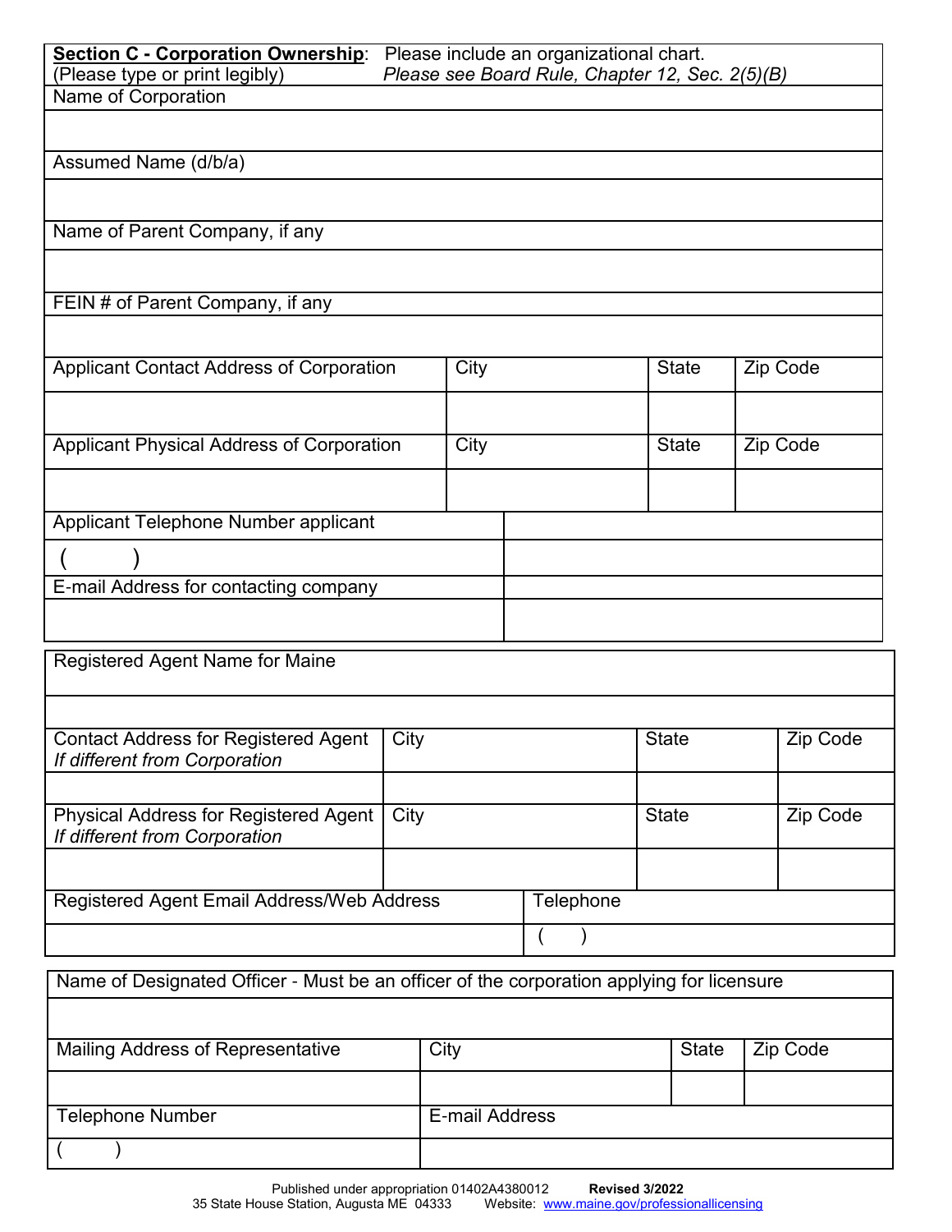**Section C - Corporation Ownership**: Please include an organizational chart.
(Please type or print legibly) *Please see Board Rule, Chapter 12, Sec. 2(5)(B)*

| Name of Corporation | | | |
|---|---|---|---|
| | | | |
| **Assumed Name (d/b/a)** | | | |
| | | | |
| **Name of Parent Company, if any** | | | |
| | | | |
| **FEIN # of Parent Company, if any** | | | |
| | | | |
| Applicant Contact Address of Corporation | City | State | Zip Code |
| | | | |
| Applicant Physical Address of Corporation | City | State | Zip Code |
| | | | |
| Applicant Telephone Number applicant | | | |
| ( ) | | | |
| E-mail Address for contacting company | | | |
| | | | |

| Registered Agent Name for Maine | | | |
|---|---|---|---|
| | | | |
| Contact Address for Registered Agent *If different from Corporation* | City | State | Zip Code |
| | | | |
| Physical Address for Registered Agent *If different from Corporation* | City | State | Zip Code |
| | | | |
| Registered Agent Email Address/Web Address | Telephone | | |
| | ( ) | | |

| Name of Designated Officer - Must be an officer of the corporation applying for licensure | | | |
|---|---|---|---|
| | | | |
| Mailing Address of Representative | City | State | Zip Code |
| | | | |
| Telephone Number | E-mail Address | | |
| ( ) | | | |

Published under appropriation 01402A4380012 **Revised 3/2022**
35 State House Station, Augusta ME 04333 Website: www.maine.gov/professionallicensing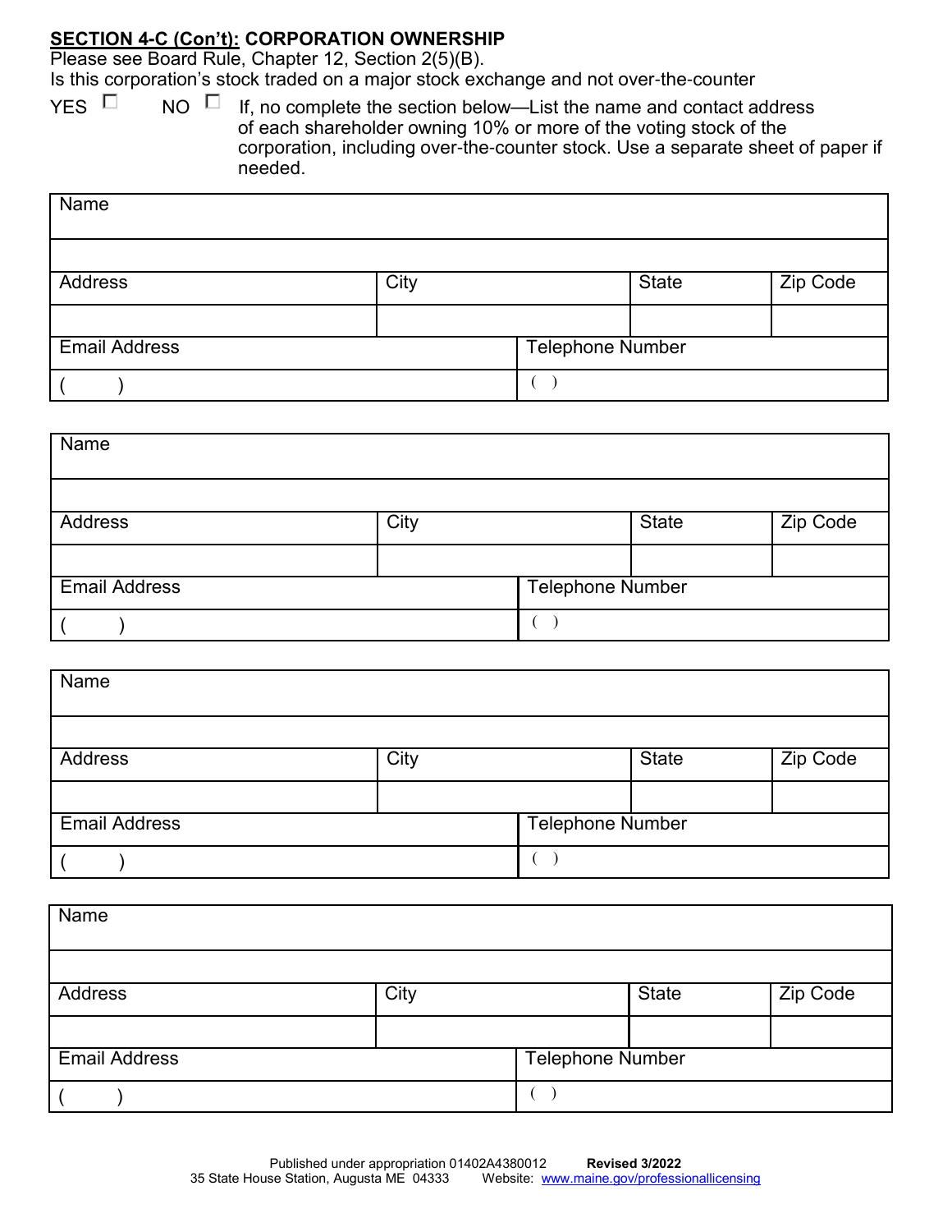**SECTION 4-C (Con't): CORPORATION OWNERSHIP**

Please see Board Rule, Chapter 12, Section 2(5)(B).

Is this corporation's stock traded on a major stock exchange and not over-the-counter

YES ☐ NO ☐ If, no complete the section below—List the name and contact address of each shareholder owning 10% or more of the voting stock of the corporation, including over-the-counter stock. Use a separate sheet of paper if needed.

| Name | | | |
|---|---|---|---|
| | | | |
| Address | City | State | Zip Code |
| | | | |
| Email Address | | Telephone Number | |
| ( ) | | ( ) | |

| Name | | | |
|---|---|---|---|
| | | | |
| Address | City | State | Zip Code |
| | | | |
| Email Address | | Telephone Number | |
| ( ) | | ( ) | |

| Name | | | |
|---|---|---|---|
| | | | |
| Address | City | State | Zip Code |
| | | | |
| Email Address | | Telephone Number | |
| ( ) | | ( ) | |

| Name | | | |
|---|---|---|---|
| | | | |
| Address | City | State | Zip Code |
| | | | |
| Email Address | | Telephone Number | |
| ( ) | | ( ) | |

Published under appropriation 01402A4380012 **Revised 3/2022**
35 State House Station, Augusta ME 04333 Website: www.maine.gov/professionallicensing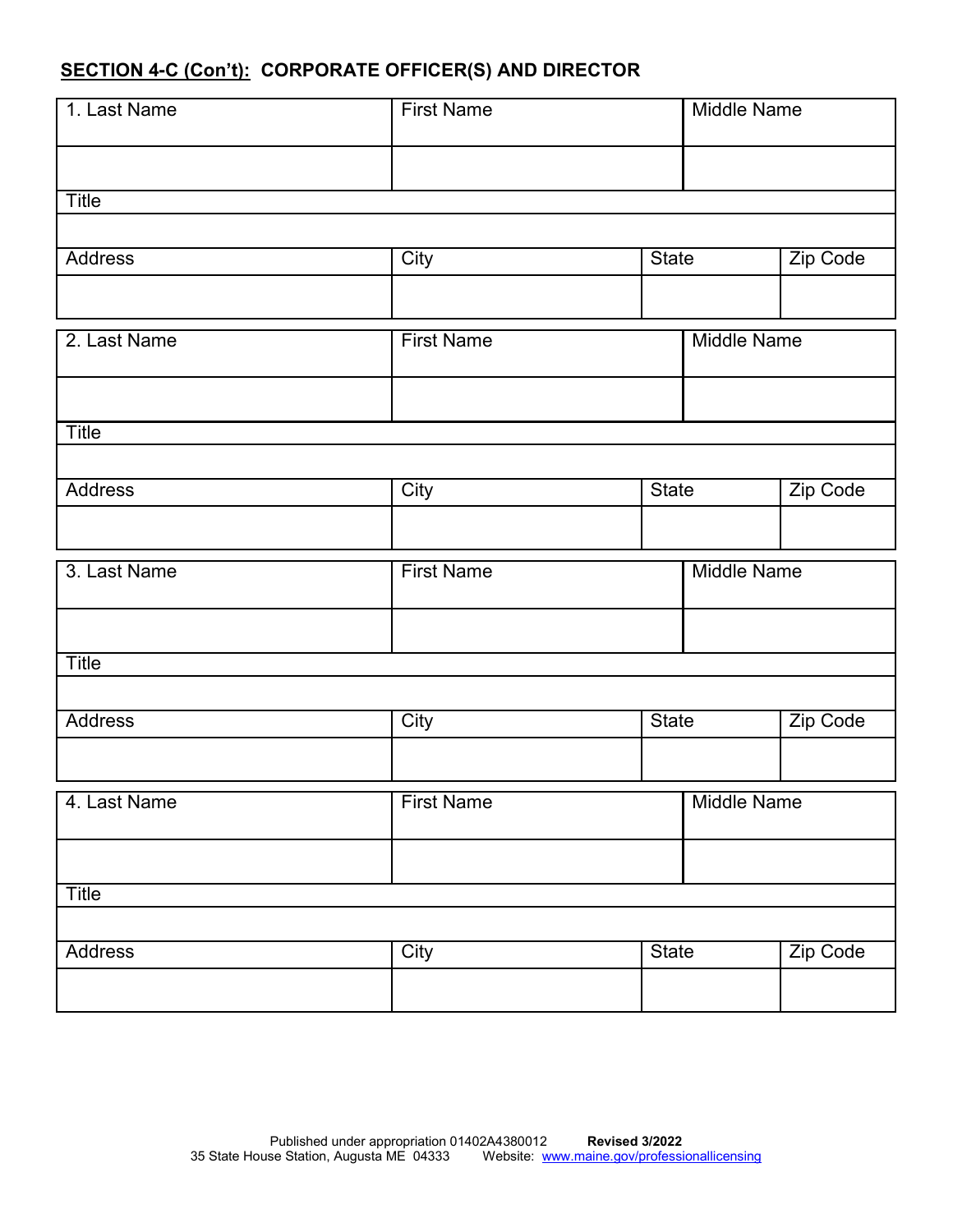**SECTION 4-C (Con't): CORPORATE OFFICER(S) AND DIRECTOR**

| 1. Last Name | First Name | Middle Name | |
|---|---|---|---|
| | | | |
| Title | | | |
| | | | |
| Address | City | State | Zip Code |
| | | | |

| 2. Last Name | First Name | Middle Name | |
|---|---|---|---|
| | | | |
| Title | | | |
| | | | |
| Address | City | State | Zip Code |
| | | | |

| 3. Last Name | First Name | Middle Name | |
|---|---|---|---|
| | | | |
| Title | | | |
| | | | |
| Address | City | State | Zip Code |
| | | | |

| 4. Last Name | First Name | Middle Name | |
|---|---|---|---|
| | | | |
| Title | | | |
| | | | |
| Address | City | State | Zip Code |
| | | | |

Published under appropriation 01402A4380012 **Revised 3/2022**
35 State House Station, Augusta ME 04333 Website: www.maine.gov/professionallicensing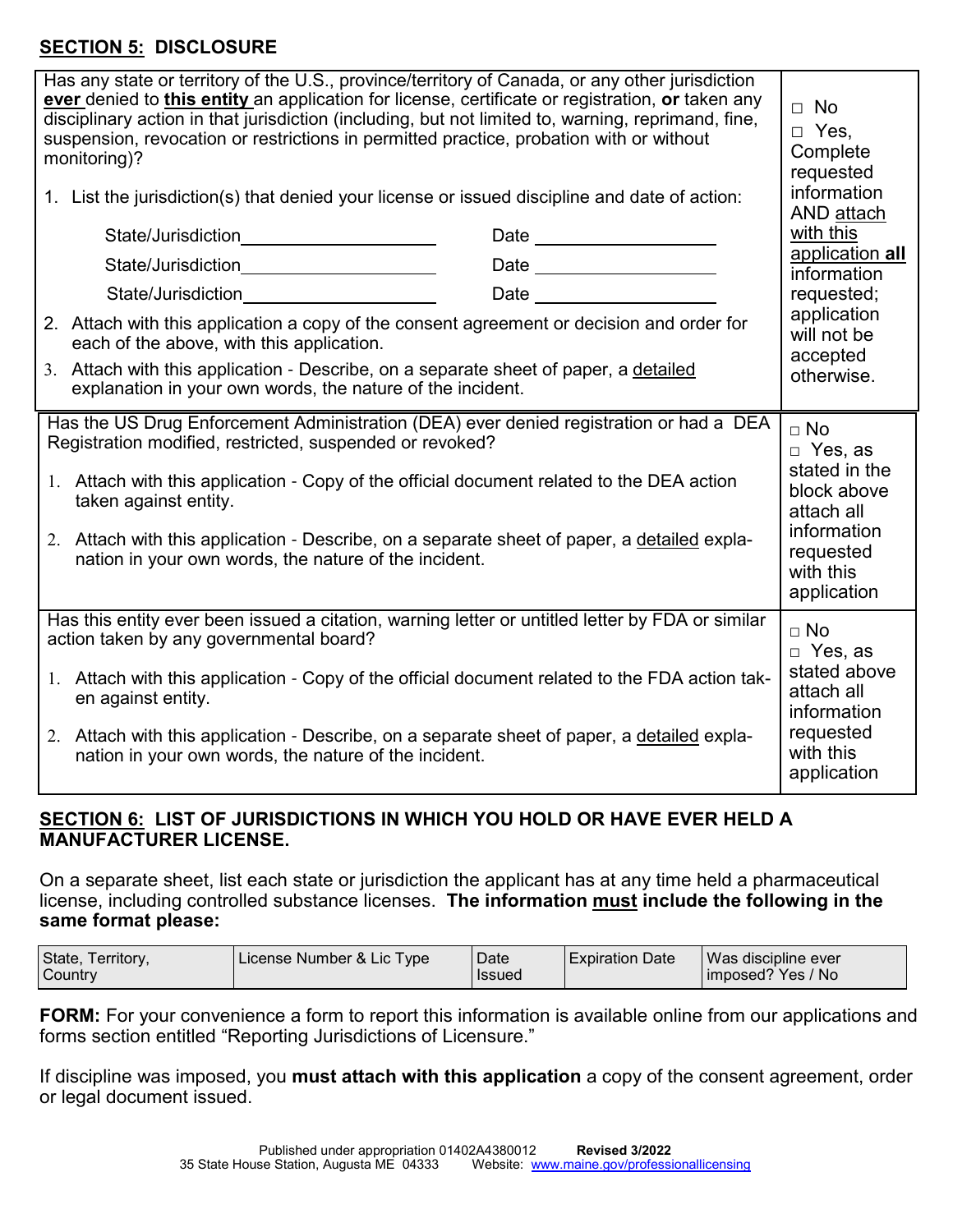## SECTION 5: DISCLOSURE

| Question | Response |
|---|---|
| Has any state or territory of the U.S., province/territory of Canada, or any other jurisdiction **ever** denied to **this entity** an application for license, certificate or registration, **or** taken any disciplinary action in that jurisdiction (including, but not limited to, warning, reprimand, fine, suspension, revocation or restrictions in permitted practice, probation with or without monitoring)?<br><br>1. List the jurisdiction(s) that denied your license or issued discipline and date of action:<br>State/Jurisdiction\_\_\_\_\_\_\_\_\_\_\_\_\_\_\_\_\_\_\_\_ Date \_\_\_\_\_\_\_\_\_\_\_\_\_\_\_\_\_\_\_\_<br>State/Jurisdiction\_\_\_\_\_\_\_\_\_\_\_\_\_\_\_\_\_\_\_\_ Date \_\_\_\_\_\_\_\_\_\_\_\_\_\_\_\_\_\_\_\_<br>State/Jurisdiction\_\_\_\_\_\_\_\_\_\_\_\_\_\_\_\_\_\_\_\_ Date \_\_\_\_\_\_\_\_\_\_\_\_\_\_\_\_\_\_\_\_<br>2. Attach with this application a copy of the consent agreement or decision and order for each of the above, with this application.<br>3. Attach with this application - Describe, on a separate sheet of paper, a detailed explanation in your own words, the nature of the incident. | □ No<br>□ Yes, Complete requested information AND attach with this application **all** information requested; application will not be accepted otherwise. |
| Has the US Drug Enforcement Administration (DEA) ever denied registration or had a DEA Registration modified, restricted, suspended or revoked?<br><br>1. Attach with this application - Copy of the official document related to the DEA action taken against entity.<br>2. Attach with this application - Describe, on a separate sheet of paper, a detailed explanation in your own words, the nature of the incident. | □ No<br>□ Yes, as stated in the block above attach all information requested with this application |
| Has this entity ever been issued a citation, warning letter or untitled letter by FDA or similar action taken by any governmental board?<br><br>1. Attach with this application - Copy of the official document related to the FDA action taken against entity.<br>2. Attach with this application - Describe, on a separate sheet of paper, a detailed explanation in your own words, the nature of the incident. | □ No<br>□ Yes, as stated above attach all information requested with this application |

## SECTION 6: LIST OF JURISDICTIONS IN WHICH YOU HOLD OR HAVE EVER HELD A MANUFACTURER LICENSE.

On a separate sheet, list each state or jurisdiction the applicant has at any time held a pharmaceutical license, including controlled substance licenses. **The information must include the following in the same format please:**

| State, Territory, Country | License Number & Lic Type | Date Issued | Expiration Date | Was discipline ever imposed? Yes / No |
|---|---|---|---|---|

**FORM:** For your convenience a form to report this information is available online from our applications and forms section entitled "Reporting Jurisdictions of Licensure."

If discipline was imposed, you **must attach with this application** a copy of the consent agreement, order or legal document issued.

Published under appropriation 01402A4380012 **Revised 3/2022**
35 State House Station, Augusta ME 04333 Website: www.maine.gov/professionallicensing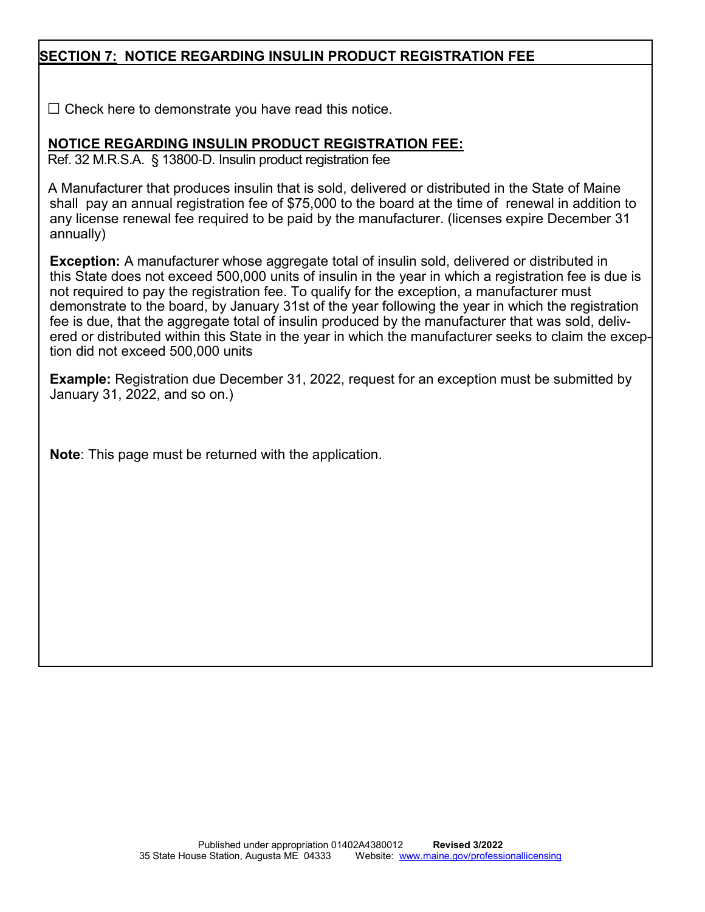## SECTION 7: NOTICE REGARDING INSULIN PRODUCT REGISTRATION FEE

☐ Check here to demonstrate you have read this notice.

**NOTICE REGARDING INSULIN PRODUCT REGISTRATION FEE:**

Ref. 32 M.R.S.A. § 13800-D. Insulin product registration fee

A Manufacturer that produces insulin that is sold, delivered or distributed in the State of Maine shall pay an annual registration fee of $75,000 to the board at the time of renewal in addition to any license renewal fee required to be paid by the manufacturer. (licenses expire December 31 annually)

**Exception:** A manufacturer whose aggregate total of insulin sold, delivered or distributed in this State does not exceed 500,000 units of insulin in the year in which a registration fee is due is not required to pay the registration fee. To qualify for the exception, a manufacturer must demonstrate to the board, by January 31st of the year following the year in which the registration fee is due, that the aggregate total of insulin produced by the manufacturer that was sold, delivered or distributed within this State in the year in which the manufacturer seeks to claim the exception did not exceed 500,000 units

**Example:** Registration due December 31, 2022, request for an exception must be submitted by January 31, 2022, and so on.)

**Note**: This page must be returned with the application.

Published under appropriation 01402A4380012 **Revised 3/2022**
35 State House Station, Augusta ME 04333 Website: www.maine.gov/professionallicensing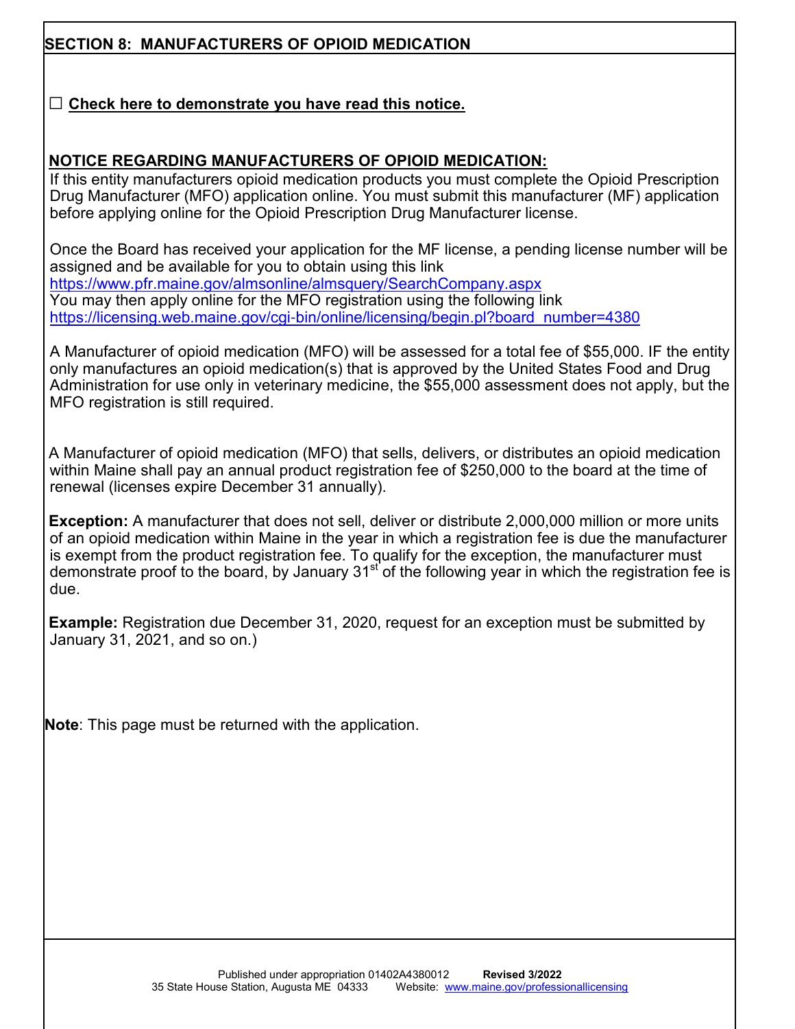## SECTION 8: MANUFACTURERS OF OPIOID MEDICATION

☐ **Check here to demonstrate you have read this notice.**

**NOTICE REGARDING MANUFACTURERS OF OPIOID MEDICATION:**

If this entity manufacturers opioid medication products you must complete the Opioid Prescription Drug Manufacturer (MFO) application online. You must submit this manufacturer (MF) application before applying online for the Opioid Prescription Drug Manufacturer license.

Once the Board has received your application for the MF license, a pending license number will be assigned and be available for you to obtain using this link
https://www.pfr.maine.gov/almsonline/almsquery/SearchCompany.aspx
You may then apply online for the MFO registration using the following link
https://licensing.web.maine.gov/cgi-bin/online/licensing/begin.pl?board_number=4380

A Manufacturer of opioid medication (MFO) will be assessed for a total fee of $55,000. IF the entity only manufactures an opioid medication(s) that is approved by the United States Food and Drug Administration for use only in veterinary medicine, the $55,000 assessment does not apply, but the MFO registration is still required.

A Manufacturer of opioid medication (MFO) that sells, delivers, or distributes an opioid medication within Maine shall pay an annual product registration fee of $250,000 to the board at the time of renewal (licenses expire December 31 annually).

**Exception:** A manufacturer that does not sell, deliver or distribute 2,000,000 million or more units of an opioid medication within Maine in the year in which a registration fee is due the manufacturer is exempt from the product registration fee. To qualify for the exception, the manufacturer must demonstrate proof to the board, by January 31st of the following year in which the registration fee is due.

**Example:** Registration due December 31, 2020, request for an exception must be submitted by January 31, 2021, and so on.)

**Note**: This page must be returned with the application.

Published under appropriation 01402A4380012 **Revised 3/2022**
35 State House Station, Augusta ME 04333 Website: www.maine.gov/professionallicensing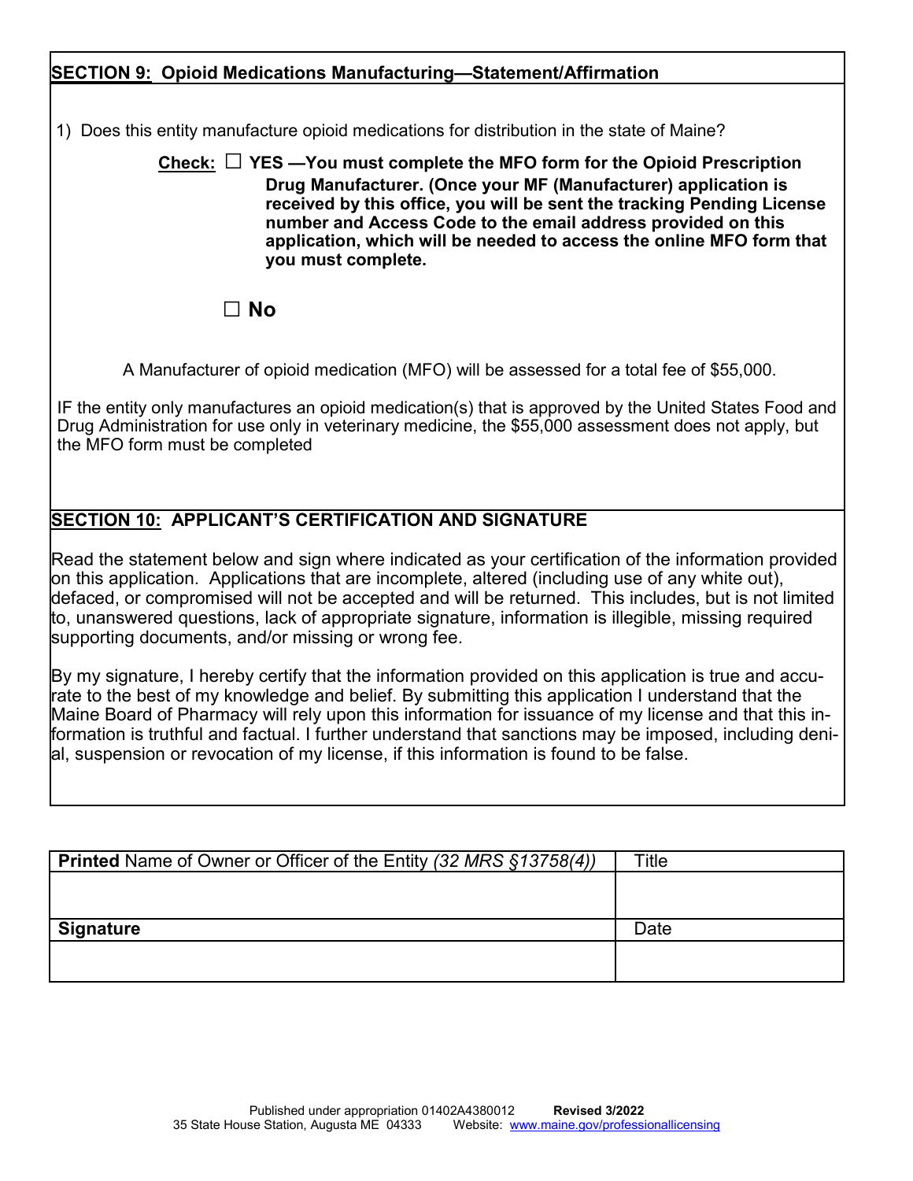## SECTION 9: Opioid Medications Manufacturing—Statement/Affirmation

1) Does this entity manufacture opioid medications for distribution in the state of Maine?

**Check:** ☐ **YES —You must complete the MFO form for the Opioid Prescription Drug Manufacturer. (Once your MF (Manufacturer) application is received by this office, you will be sent the tracking Pending License number and Access Code to the email address provided on this application, which will be needed to access the online MFO form that you must complete.**

☐ **No**

A Manufacturer of opioid medication (MFO) will be assessed for a total fee of $55,000.

IF the entity only manufactures an opioid medication(s) that is approved by the United States Food and Drug Administration for use only in veterinary medicine, the $55,000 assessment does not apply, but the MFO form must be completed

## SECTION 10: APPLICANT'S CERTIFICATION AND SIGNATURE

Read the statement below and sign where indicated as your certification of the information provided on this application. Applications that are incomplete, altered (including use of any white out), defaced, or compromised will not be accepted and will be returned. This includes, but is not limited to, unanswered questions, lack of appropriate signature, information is illegible, missing required supporting documents, and/or missing or wrong fee.

By my signature, I hereby certify that the information provided on this application is true and accurate to the best of my knowledge and belief. By submitting this application I understand that the Maine Board of Pharmacy will rely upon this information for issuance of my license and that this information is truthful and factual. I further understand that sanctions may be imposed, including denial, suspension or revocation of my license, if this information is found to be false.

| **Printed** Name of Owner or Officer of the Entity *(32 MRS §13758(4))* | Title |
|---|---|
| | |
| **Signature** | Date |
| | |

Published under appropriation 01402A4380012 **Revised 3/2022**
35 State House Station, Augusta ME 04333 Website: www.maine.gov/professionallicensing